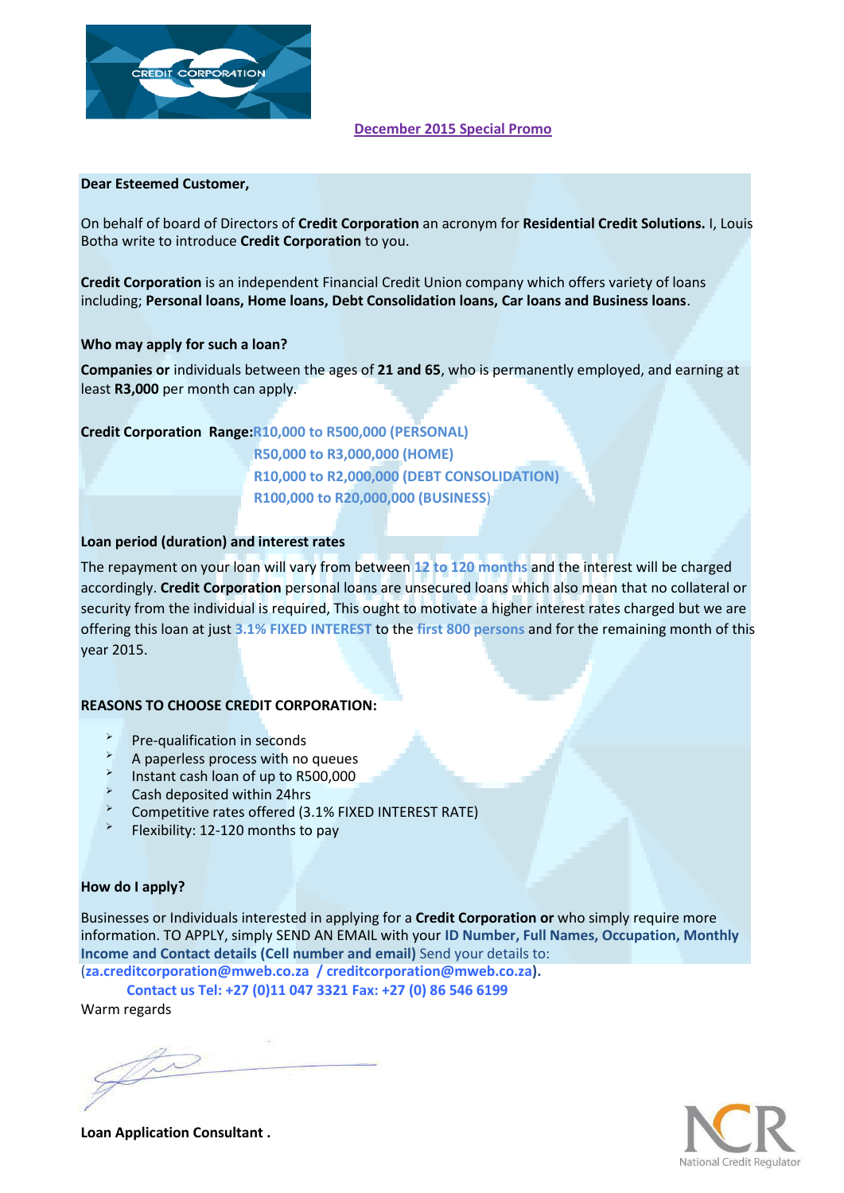CREDIT CORPORATION

**December 2015 Special Promo**

**Dear Esteemed Customer,**

On behalf of board of Directors of **Credit Corporation** an acronym for **Residential Credit Solutions.** I, Louis Botha write to introduce **Credit Corporation** to you.

**Credit Corporation** is an independent Financial Credit Union company which offers variety of loans including; **Personal loans, Home loans, Debt Consolidation loans, Car loans and Business loans**.

**Who may apply for such a loan?**

**Companies or** individuals between the ages of **21 and 65**, who is permanently employed, and earning at least **R3,000** per month can apply.

**Credit Corporation Range:** **R10,000 to R500,000 (PERSONAL)**
**R50,000 to R3,000,000 (HOME)**
**R10,000 to R2,000,000 (DEBT CONSOLIDATION)**
**R100,000 to R20,000,000 (BUSINESS)**

**Loan period (duration) and interest rates**

The repayment on your loan will vary from between **12 to 120 months** and the interest will be charged accordingly. **Credit Corporation** personal loans are unsecured loans which also mean that no collateral or security from the individual is required, This ought to motivate a higher interest rates charged but we are offering this loan at just **3.1% FIXED INTEREST** to the **first 800 persons** and for the remaining month of this year 2015.

**REASONS TO CHOOSE CREDIT CORPORATION:**

- Pre-qualification in seconds
- A paperless process with no queues
- Instant cash loan of up to R500,000
- Cash deposited within 24hrs
- Competitive rates offered (3.1% FIXED INTEREST RATE)
- Flexibility: 12-120 months to pay

**How do I apply?**

Businesses or Individuals interested in applying for a **Credit Corporation or** who simply require more information. TO APPLY, simply SEND AN EMAIL with your **ID Number, Full Names, Occupation, Monthly Income and Contact details (Cell number and email)** Send your details to: (**za.creditcorporation@mweb.co.za / creditcorporation@mweb.co.za**).

**Contact us Tel: +27 (0)11 047 3321 Fax: +27 (0) 86 546 6199**

Warm regards

**Loan Application Consultant .**

NCR National Credit Regulator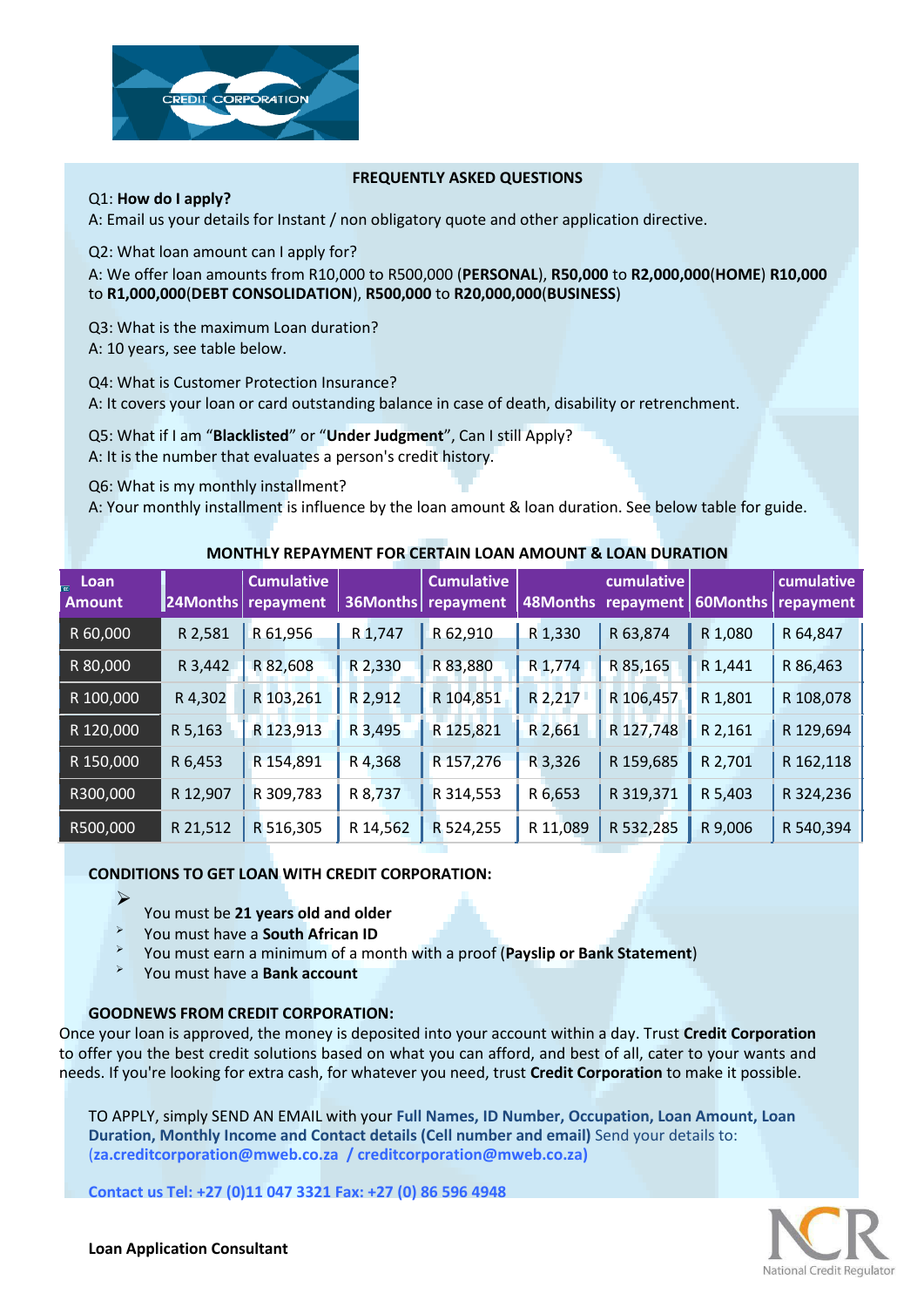CREDIT CORPORATION

## FREQUENTLY ASKED QUESTIONS

Q1: **How do I apply?**
A: Email us your details for Instant / non obligatory quote and other application directive.

Q2: What loan amount can I apply for?
A: We offer loan amounts from R10,000 to R500,000 (**PERSONAL**), **R50,000** to **R2,000,000**(**HOME**) **R10,000** to **R1,000,000**(**DEBT CONSOLIDATION**), **R500,000** to **R20,000,000**(**BUSINESS**)

Q3: What is the maximum Loan duration?
A: 10 years, see table below.

Q4: What is Customer Protection Insurance?
A: It covers your loan or card outstanding balance in case of death, disability or retrenchment.

Q5: What if I am "**Blacklisted**" or "**Under Judgment**", Can I still Apply?
A: It is the number that evaluates a person's credit history.

Q6: What is my monthly installment?
A: Your monthly installment is influence by the loan amount & loan duration. See below table for guide.

### MONTHLY REPAYMENT FOR CERTAIN LOAN AMOUNT & LOAN DURATION

| Loan Amount | 24Months | Cumulative repayment | 36Months | Cumulative repayment | 48Months | cumulative repayment | 60Months | cumulative repayment |
|---|---|---|---|---|---|---|---|---|
| R 60,000 | R 2,581 | R 61,956 | R 1,747 | R 62,910 | R 1,330 | R 63,874 | R 1,080 | R 64,847 |
| R 80,000 | R 3,442 | R 82,608 | R 2,330 | R 83,880 | R 1,774 | R 85,165 | R 1,441 | R 86,463 |
| R 100,000 | R 4,302 | R 103,261 | R 2,912 | R 104,851 | R 2,217 | R 106,457 | R 1,801 | R 108,078 |
| R 120,000 | R 5,163 | R 123,913 | R 3,495 | R 125,821 | R 2,661 | R 127,748 | R 2,161 | R 129,694 |
| R 150,000 | R 6,453 | R 154,891 | R 4,368 | R 157,276 | R 3,326 | R 159,685 | R 2,701 | R 162,118 |
| R300,000 | R 12,907 | R 309,783 | R 8,737 | R 314,553 | R 6,653 | R 319,371 | R 5,403 | R 324,236 |
| R500,000 | R 21,512 | R 516,305 | R 14,562 | R 524,255 | R 11,089 | R 532,285 | R 9,006 | R 540,394 |

### CONDITIONS TO GET LOAN WITH CREDIT CORPORATION:

- You must be **21 years old and older**
- You must have a **South African ID**
- You must earn a minimum of a month with a proof (**Payslip or Bank Statement**)
- You must have a **Bank account**

### GOODNEWS FROM CREDIT CORPORATION:

Once your loan is approved, the money is deposited into your account within a day. Trust **Credit Corporation** to offer you the best credit solutions based on what you can afford, and best of all, cater to your wants and needs. If you're looking for extra cash, for whatever you need, trust **Credit Corporation** to make it possible.

TO APPLY, simply SEND AN EMAIL with your **Full Names, ID Number, Occupation, Loan Amount, Loan Duration, Monthly Income and Contact details (Cell number and email)** Send your details to: (**za.creditcorporation@mweb.co.za / creditcorporation@mweb.co.za)**

**Contact us Tel: +27 (0)11 047 3321 Fax: +27 (0) 86 596 4948**

**Loan Application Consultant**

NCR
National Credit Regulator